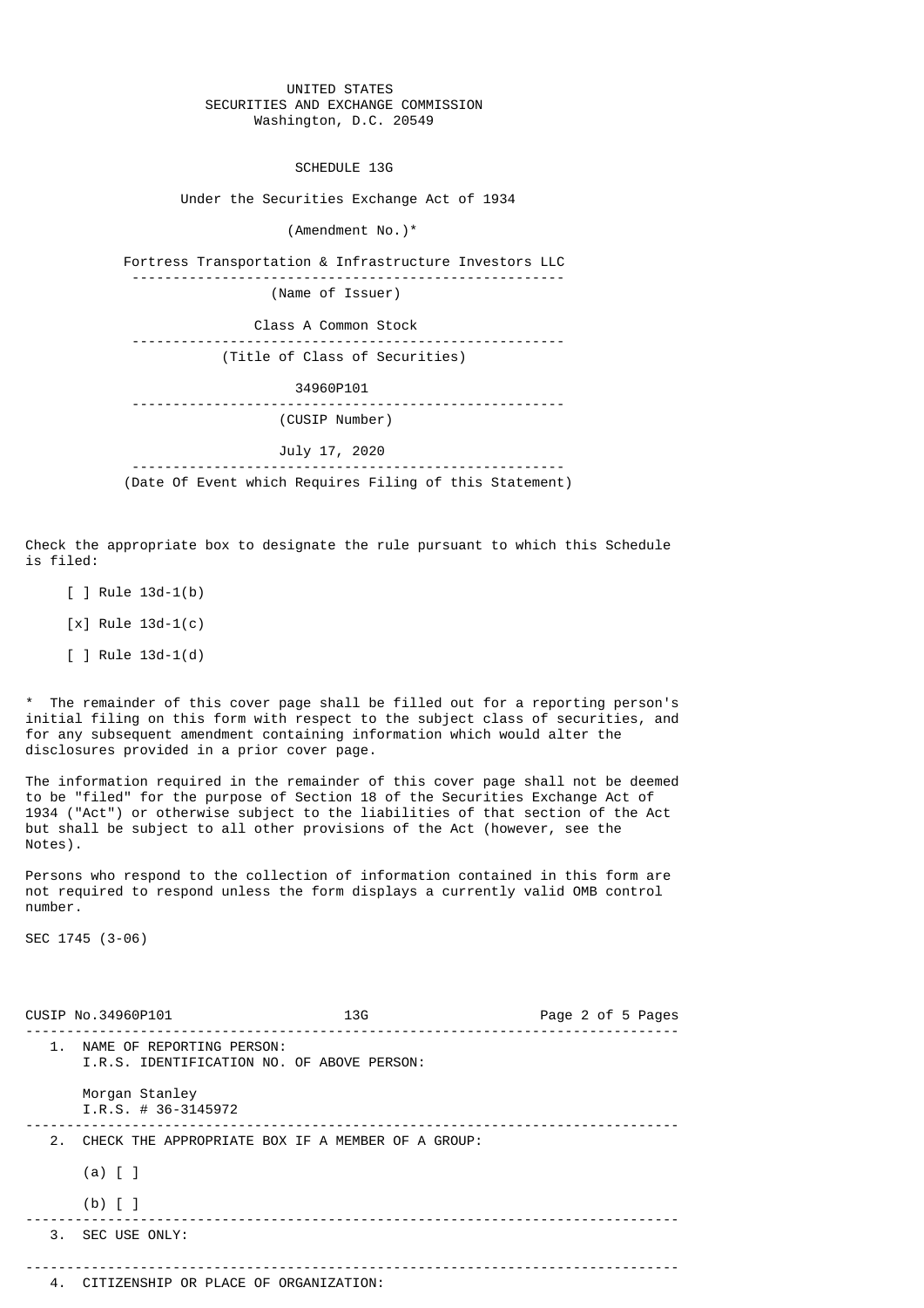UNITED STATES
SECURITIES AND EXCHANGE COMMISSION
Washington, D.C. 20549

# SCHEDULE 13G

Under the Securities Exchange Act of 1934

(Amendment No.)*

Fortress Transportation & Infrastructure Investors LLC
(Name of Issuer)

Class A Common Stock
(Title of Class of Securities)

34960P101
(CUSIP Number)

July 17, 2020
(Date Of Event which Requires Filing of this Statement)

Check the appropriate box to designate the rule pursuant to which this Schedule is filed:

[ ] Rule 13d-1(b)

[x] Rule 13d-1(c)

[ ] Rule 13d-1(d)

* The remainder of this cover page shall be filled out for a reporting person's initial filing on this form with respect to the subject class of securities, and for any subsequent amendment containing information which would alter the disclosures provided in a prior cover page.

The information required in the remainder of this cover page shall not be deemed to be "filed" for the purpose of Section 18 of the Securities Exchange Act of 1934 ("Act") or otherwise subject to the liabilities of that section of the Act but shall be subject to all other provisions of the Act (however, see the Notes).

Persons who respond to the collection of information contained in this form are not required to respond unless the form displays a currently valid OMB control number.

SEC 1745 (3-06)

CUSIP No.34960P101 13G

1. NAME OF REPORTING PERSON:
   I.R.S. IDENTIFICATION NO. OF ABOVE PERSON:

   Morgan Stanley
   I.R.S. # 36-3145972

2. CHECK THE APPROPRIATE BOX IF A MEMBER OF A GROUP:

   (a) [ ]

   (b) [ ]

3. SEC USE ONLY:

4. CITIZENSHIP OR PLACE OF ORGANIZATION: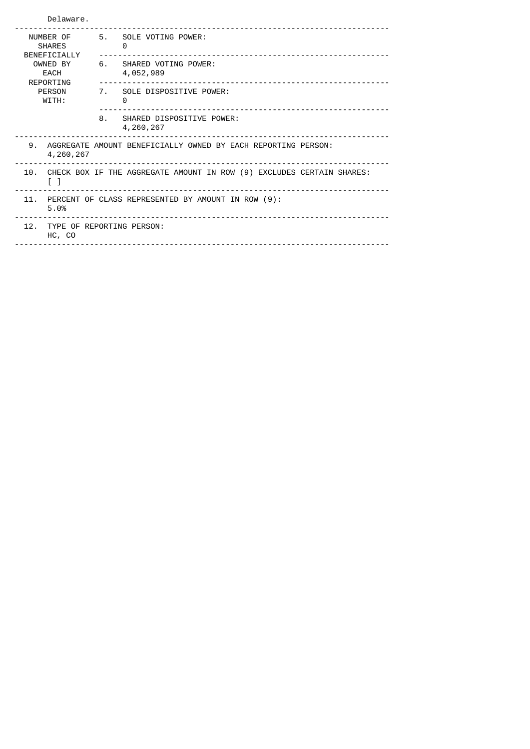Delaware.

| NUMBER OF SHARES BENEFICIALLY OWNED BY EACH REPORTING PERSON WITH: | 5. SOLE VOTING POWER: 0 |
| --- | --- |
| | 6. SHARED VOTING POWER: 4,052,989 |
| | 7. SOLE DISPOSITIVE POWER: 0 |
| | 8. SHARED DISPOSITIVE POWER: 4,260,267 |

9. AGGREGATE AMOUNT BENEFICIALLY OWNED BY EACH REPORTING PERSON:
4,260,267

10. CHECK BOX IF THE AGGREGATE AMOUNT IN ROW (9) EXCLUDES CERTAIN SHARES:
[ ]

11. PERCENT OF CLASS REPRESENTED BY AMOUNT IN ROW (9):
5.0%

12. TYPE OF REPORTING PERSON:
HC, CO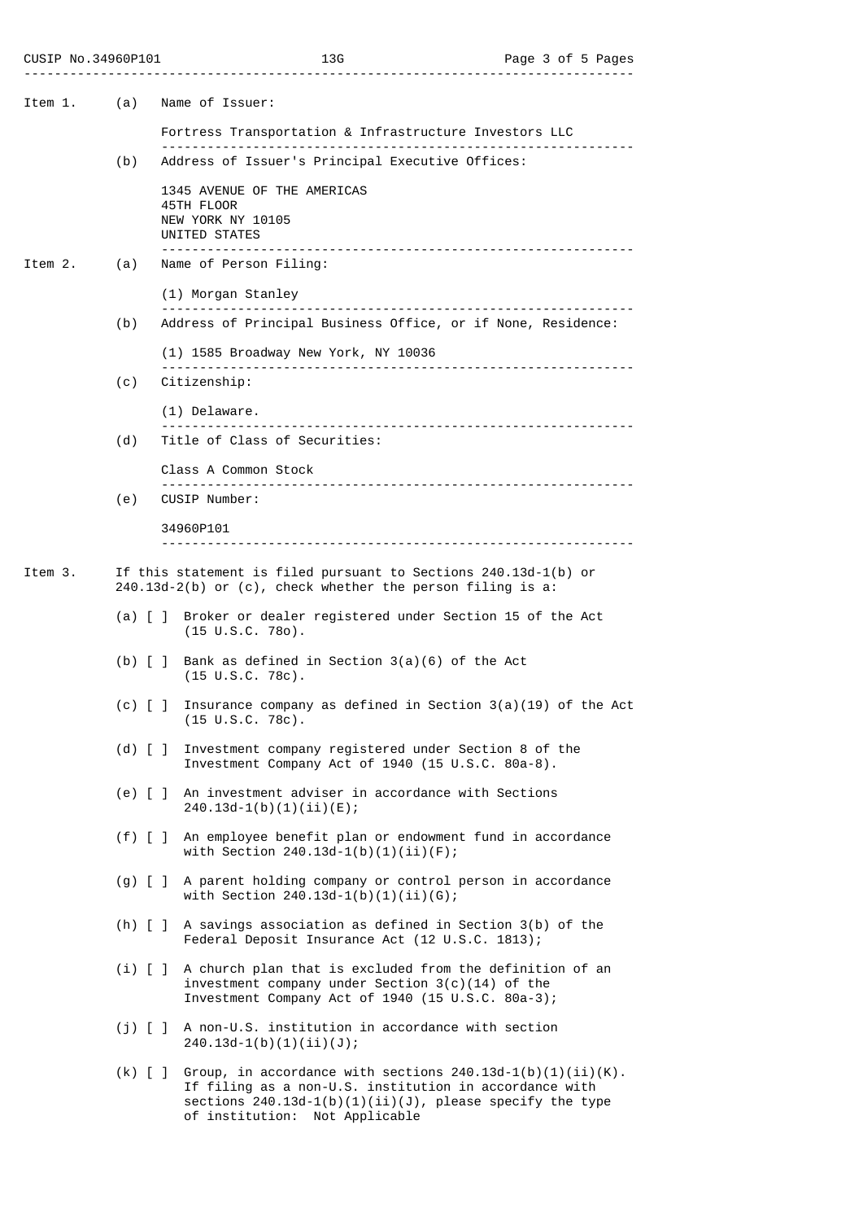**Item 1.**

(a) Name of Issuer:

Fortress Transportation & Infrastructure Investors LLC

(b) Address of Issuer's Principal Executive Offices:

1345 AVENUE OF THE AMERICAS
45TH FLOOR
NEW YORK NY 10105
UNITED STATES

**Item 2.**

(a) Name of Person Filing:

(1) Morgan Stanley

(b) Address of Principal Business Office, or if None, Residence:

(1) 1585 Broadway New York, NY 10036

(c) Citizenship:

(1) Delaware.

(d) Title of Class of Securities:

Class A Common Stock

(e) CUSIP Number:

34960P101

**Item 3.** If this statement is filed pursuant to Sections 240.13d-1(b) or 240.13d-2(b) or (c), check whether the person filing is a:

(a) [ ] Broker or dealer registered under Section 15 of the Act (15 U.S.C. 78o).

(b) [ ] Bank as defined in Section 3(a)(6) of the Act (15 U.S.C. 78c).

(c) [ ] Insurance company as defined in Section 3(a)(19) of the Act (15 U.S.C. 78c).

(d) [ ] Investment company registered under Section 8 of the Investment Company Act of 1940 (15 U.S.C. 80a-8).

(e) [ ] An investment adviser in accordance with Sections 240.13d-1(b)(1)(ii)(E);

(f) [ ] An employee benefit plan or endowment fund in accordance with Section 240.13d-1(b)(1)(ii)(F);

(g) [ ] A parent holding company or control person in accordance with Section 240.13d-1(b)(1)(ii)(G);

(h) [ ] A savings association as defined in Section 3(b) of the Federal Deposit Insurance Act (12 U.S.C. 1813);

(i) [ ] A church plan that is excluded from the definition of an investment company under Section 3(c)(14) of the Investment Company Act of 1940 (15 U.S.C. 80a-3);

(j) [ ] A non-U.S. institution in accordance with section 240.13d-1(b)(1)(ii)(J);

(k) [ ] Group, in accordance with sections 240.13d-1(b)(1)(ii)(K). If filing as a non-U.S. institution in accordance with sections 240.13d-1(b)(1)(ii)(J), please specify the type of institution: Not Applicable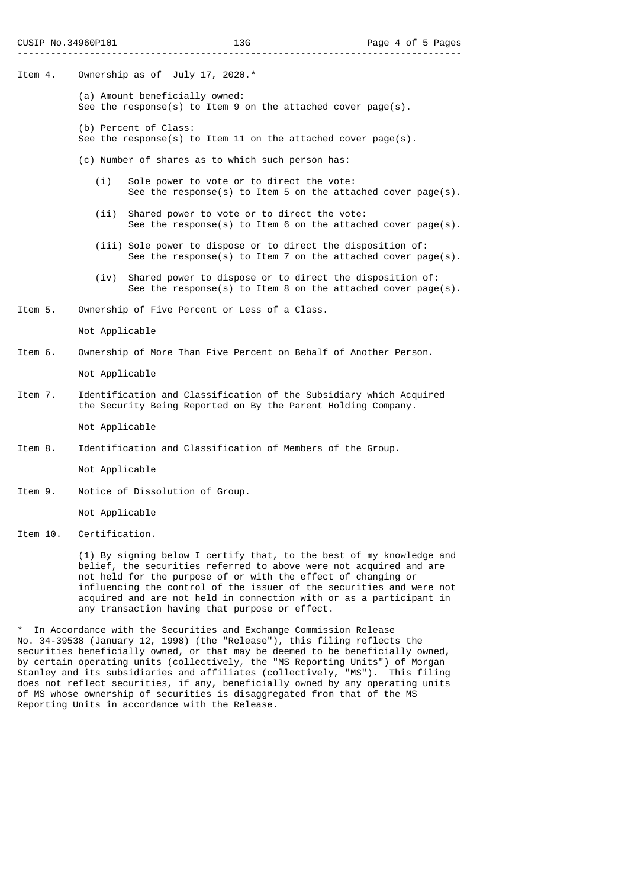Item 4. Ownership as of July 17, 2020.*

(a) Amount beneficially owned:
See the response(s) to Item 9 on the attached cover page(s).

(b) Percent of Class:
See the response(s) to Item 11 on the attached cover page(s).

(c) Number of shares as to which such person has:

(i) Sole power to vote or to direct the vote:
See the response(s) to Item 5 on the attached cover page(s).

(ii) Shared power to vote or to direct the vote:
See the response(s) to Item 6 on the attached cover page(s).

(iii) Sole power to dispose or to direct the disposition of:
See the response(s) to Item 7 on the attached cover page(s).

(iv) Shared power to dispose or to direct the disposition of:
See the response(s) to Item 8 on the attached cover page(s).

Item 5. Ownership of Five Percent or Less of a Class.

Not Applicable

Item 6. Ownership of More Than Five Percent on Behalf of Another Person.

Not Applicable

Item 7. Identification and Classification of the Subsidiary which Acquired the Security Being Reported on By the Parent Holding Company.

Not Applicable

Item 8. Identification and Classification of Members of the Group.

Not Applicable

Item 9. Notice of Dissolution of Group.

Not Applicable

Item 10. Certification.

(1) By signing below I certify that, to the best of my knowledge and belief, the securities referred to above were not acquired and are not held for the purpose of or with the effect of changing or influencing the control of the issuer of the securities and were not acquired and are not held in connection with or as a participant in any transaction having that purpose or effect.

* In Accordance with the Securities and Exchange Commission Release No. 34-39538 (January 12, 1998) (the "Release"), this filing reflects the securities beneficially owned, or that may be deemed to be beneficially owned, by certain operating units (collectively, the "MS Reporting Units") of Morgan Stanley and its subsidiaries and affiliates (collectively, "MS"). This filing does not reflect securities, if any, beneficially owned by any operating units of MS whose ownership of securities is disaggregated from that of the MS Reporting Units in accordance with the Release.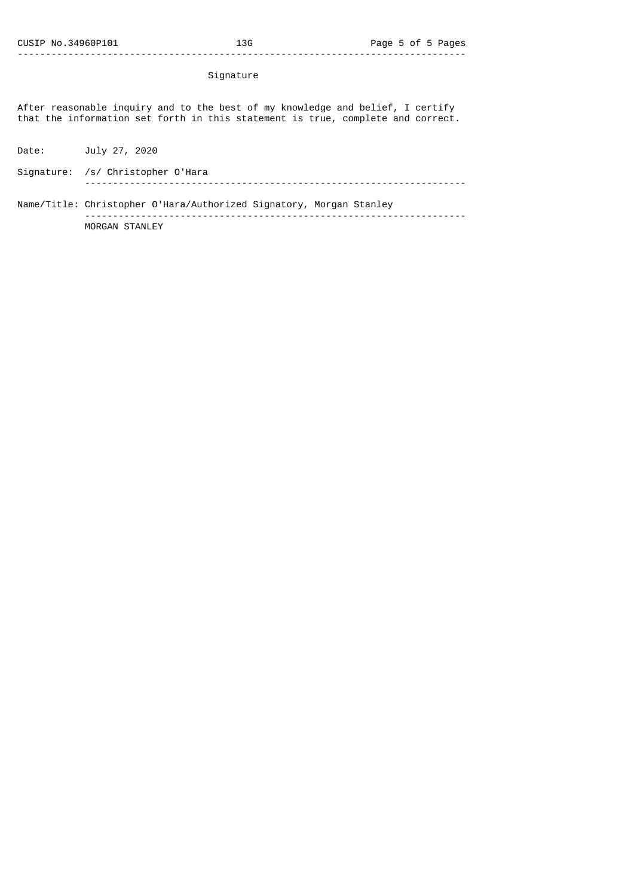## Signature

After reasonable inquiry and to the best of my knowledge and belief, I certify that the information set forth in this statement is true, complete and correct.

Date: July 27, 2020

Signature: /s/ Christopher O'Hara

Name/Title: Christopher O'Hara/Authorized Signatory, Morgan Stanley

MORGAN STANLEY